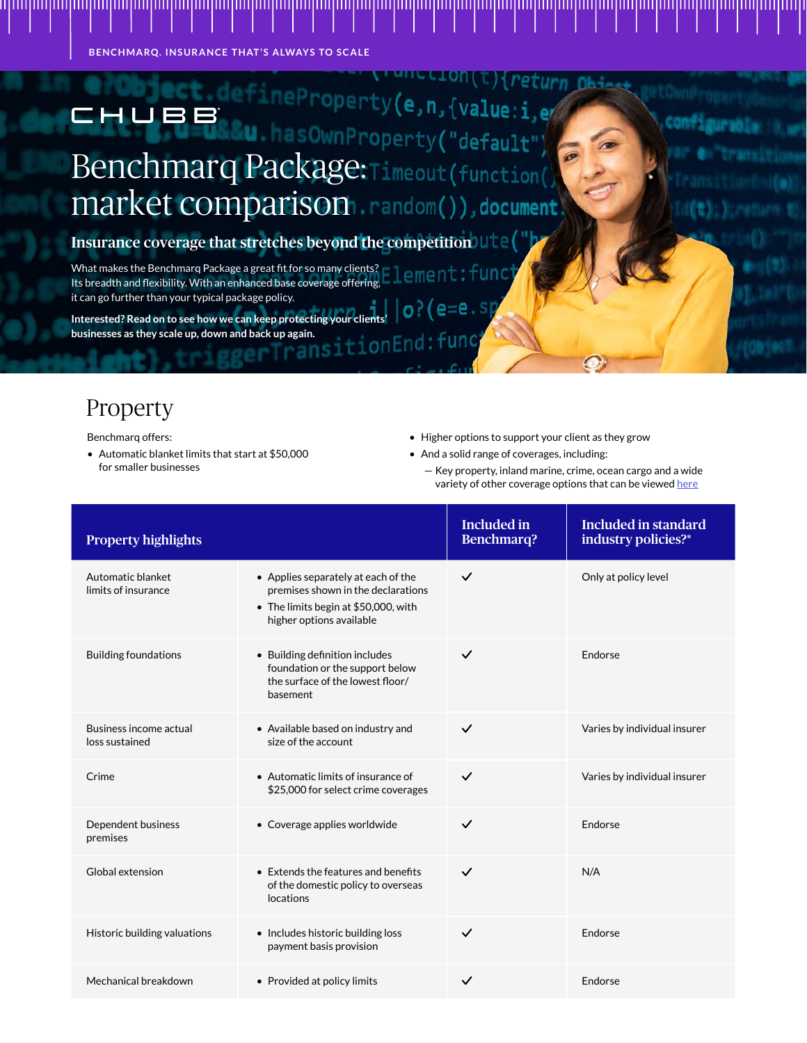BENCHMARQ. INSURANCE THAT'S ALWAYS TO SCALE

CHUBB

# Benchmarq Package: market comparison

## Insurance coverage that stretches beyond the competition

What makes the Benchmarq Package a great fit for so many clients? Its breadth and flexibility. With an enhanced base coverage offering, it can go further than your typical package policy.

**Interested? Read on to see how we can keep protecting your clients' businesses as they scale up, down and back up again.**

## Property

Benchmarq offers:

- Automatic blanket limits that start at $50,000 for smaller businesses
- Higher options to support your client as they grow
- And a solid range of coverages, including:
  - Key property, inland marine, crime, ocean cargo and a wide variety of other coverage options that can be viewed here

| Property highlights | | Included in Benchmarq? | Included in standard industry policies?* |
|---|---|---|---|
| Automatic blanket limits of insurance | • Applies separately at each of the premises shown in the declarations<br>• The limits begin at $50,000, with higher options available | ✓ | Only at policy level |
| Building foundations | • Building definition includes foundation or the support below the surface of the lowest floor/ basement | ✓ | Endorse |
| Business income actual loss sustained | • Available based on industry and size of the account | ✓ | Varies by individual insurer |
| Crime | • Automatic limits of insurance of $25,000 for select crime coverages | ✓ | Varies by individual insurer |
| Dependent business premises | • Coverage applies worldwide | ✓ | Endorse |
| Global extension | • Extends the features and benefits of the domestic policy to overseas locations | ✓ | N/A |
| Historic building valuations | • Includes historic building loss payment basis provision | ✓ | Endorse |
| Mechanical breakdown | • Provided at policy limits | ✓ | Endorse |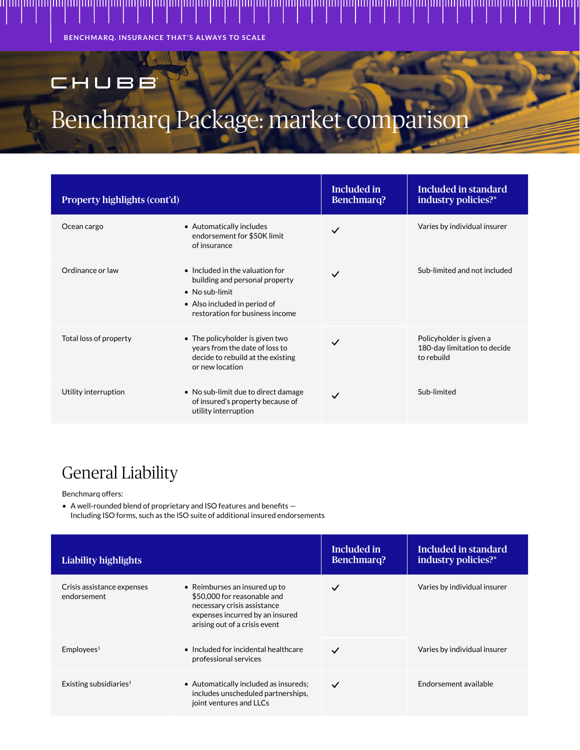# Benchmarq Package: market comparison

| Property highlights (cont'd) | | Included in Benchmarq? | Included in standard industry policies?* |
|---|---|---|---|
| Ocean cargo | • Automatically includes endorsement for $50K limit of insurance | ✓ | Varies by individual insurer |
| Ordinance or law | • Included in the valuation for building and personal property<br>• No sub-limit<br>• Also included in period of restoration for business income | ✓ | Sub-limited and not included |
| Total loss of property | • The policyholder is given two years from the date of loss to decide to rebuild at the existing or new location | ✓ | Policyholder is given a 180-day limitation to decide to rebuild |
| Utility interruption | • No sub-limit due to direct damage of insured's property because of utility interruption | ✓ | Sub-limited |

## General Liability

Benchmarq offers:

- A well-rounded blend of proprietary and ISO features and benefits — Including ISO forms, such as the ISO suite of additional insured endorsements

| Liability highlights | | Included in Benchmarq? | Included in standard industry policies?* |
|---|---|---|---|
| Crisis assistance expenses endorsement | • Reimburses an insured up to $50,000 for reasonable and necessary crisis assistance expenses incurred by an insured arising out of a crisis event | ✓ | Varies by individual insurer |
| Employees[1] | • Included for incidental healthcare professional services | ✓ | Varies by individual insurer |
| Existing subsidiaries[1] | • Automatically included as insureds; includes unscheduled partnerships, joint ventures and LLCs | ✓ | Endorsement available |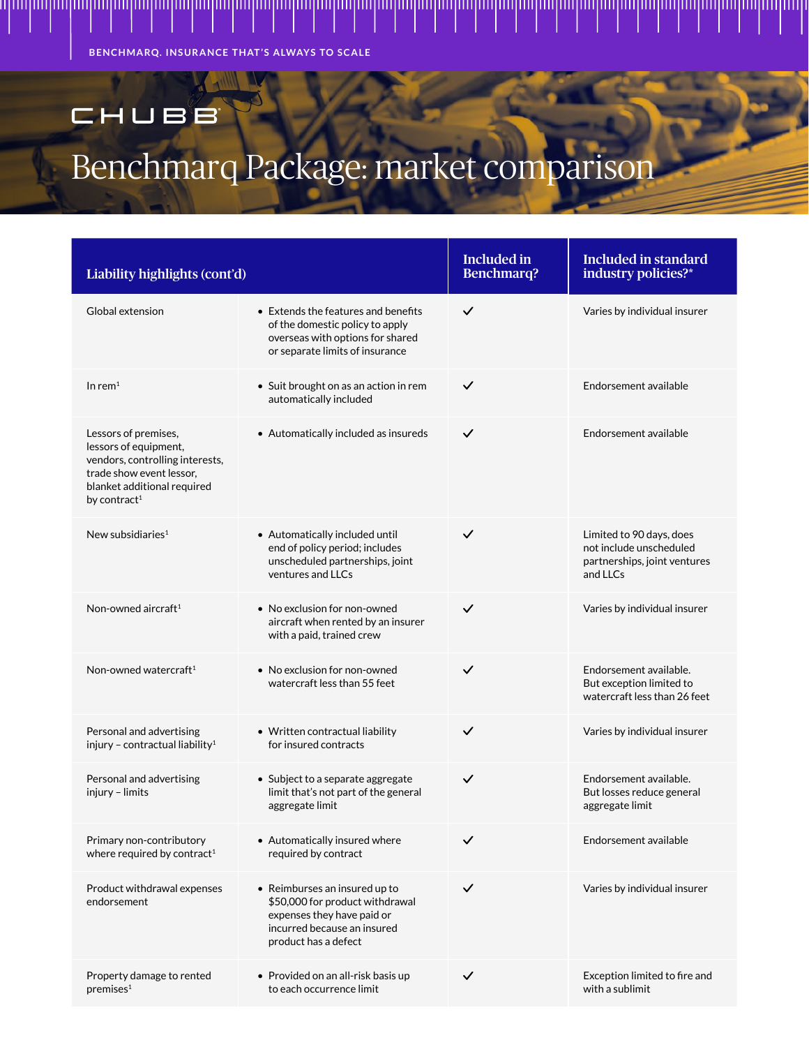BENCHMARQ. INSURANCE THAT'S ALWAYS TO SCALE

CHUBB

# Benchmarq Package: market comparison

| Liability highlights (cont'd) | | Included in Benchmarq? | Included in standard industry policies?* |
|---|---|---|---|
| Global extension | • Extends the features and benefits of the domestic policy to apply overseas with options for shared or separate limits of insurance | ✓ | Varies by individual insurer |
| In rem[1] | • Suit brought on as an action in rem automatically included | ✓ | Endorsement available |
| Lessors of premises, lessors of equipment, vendors, controlling interests, trade show event lessor, blanket additional required by contract[1] | • Automatically included as insureds | ✓ | Endorsement available |
| New subsidiaries[1] | • Automatically included until end of policy period; includes unscheduled partnerships, joint ventures and LLCs | ✓ | Limited to 90 days, does not include unscheduled partnerships, joint ventures and LLCs |
| Non-owned aircraft[1] | • No exclusion for non-owned aircraft when rented by an insurer with a paid, trained crew | ✓ | Varies by individual insurer |
| Non-owned watercraft[1] | • No exclusion for non-owned watercraft less than 55 feet | ✓ | Endorsement available. But exception limited to watercraft less than 26 feet |
| Personal and advertising injury – contractual liability[1] | • Written contractual liability for insured contracts | ✓ | Varies by individual insurer |
| Personal and advertising injury – limits | • Subject to a separate aggregate limit that's not part of the general aggregate limit | ✓ | Endorsement available. But losses reduce general aggregate limit |
| Primary non-contributory where required by contract[1] | • Automatically insured where required by contract | ✓ | Endorsement available |
| Product withdrawal expenses endorsement | • Reimburses an insured up to $50,000 for product withdrawal expenses they have paid or incurred because an insured product has a defect | ✓ | Varies by individual insurer |
| Property damage to rented premises[1] | • Provided on an all-risk basis up to each occurrence limit | ✓ | Exception limited to fire and with a sublimit |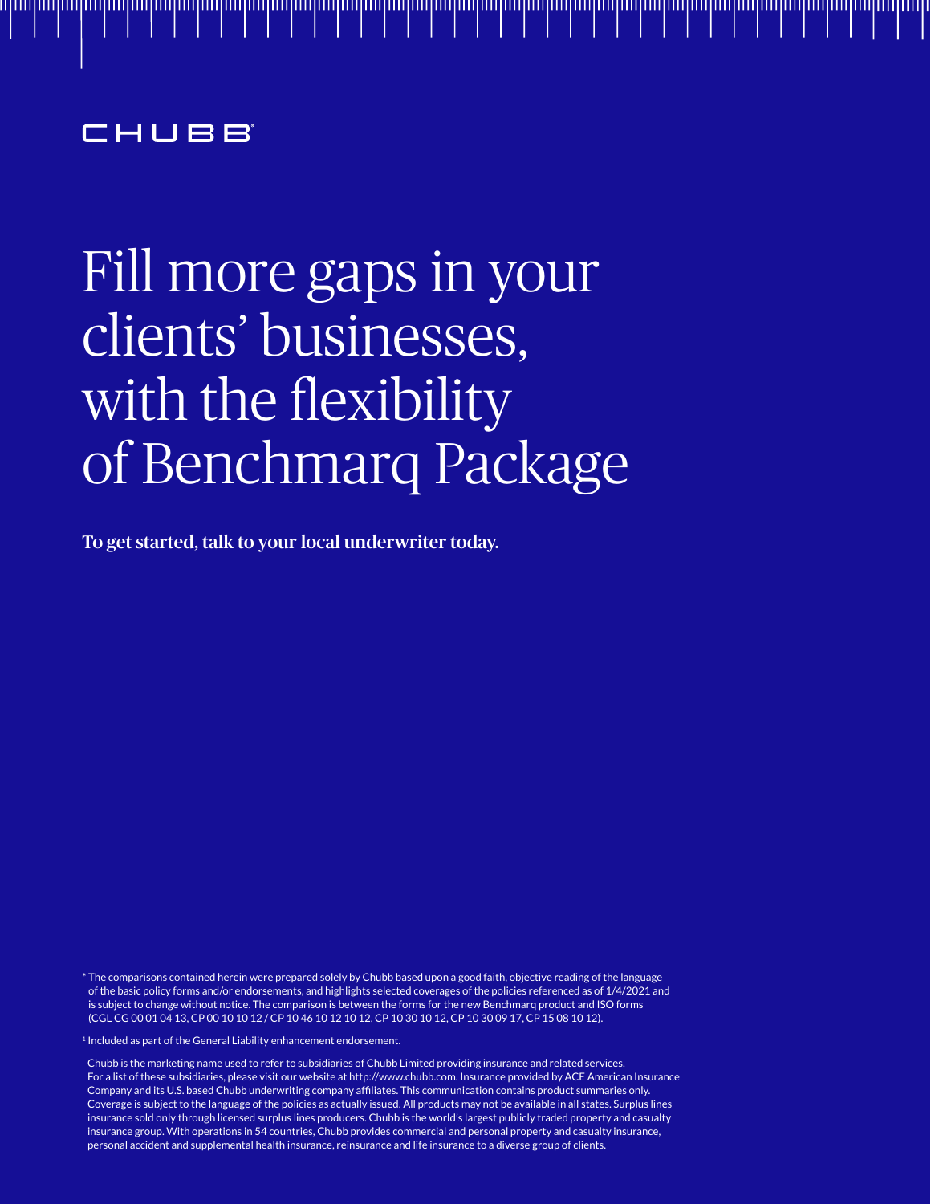CHUBB

# Fill more gaps in your clients' businesses, with the flexibility of Benchmarq Package

**To get started, talk to your local underwriter today.**

* The comparisons contained herein were prepared solely by Chubb based upon a good faith, objective reading of the language of the basic policy forms and/or endorsements, and highlights selected coverages of the policies referenced as of 1/4/2021 and is subject to change without notice. The comparison is between the forms for the new Benchmarq product and ISO forms (CGL CG 00 01 04 13, CP 00 10 10 12 / CP 10 46 10 12 10 12, CP 10 30 10 12, CP 10 30 09 17, CP 15 08 10 12).

[1] Included as part of the General Liability enhancement endorsement.

Chubb is the marketing name used to refer to subsidiaries of Chubb Limited providing insurance and related services. For a list of these subsidiaries, please visit our website at http://www.chubb.com. Insurance provided by ACE American Insurance Company and its U.S. based Chubb underwriting company affiliates. This communication contains product summaries only. Coverage is subject to the language of the policies as actually issued. All products may not be available in all states. Surplus lines insurance sold only through licensed surplus lines producers. Chubb is the world's largest publicly traded property and casualty insurance group. With operations in 54 countries, Chubb provides commercial and personal property and casualty insurance, personal accident and supplemental health insurance, reinsurance and life insurance to a diverse group of clients.